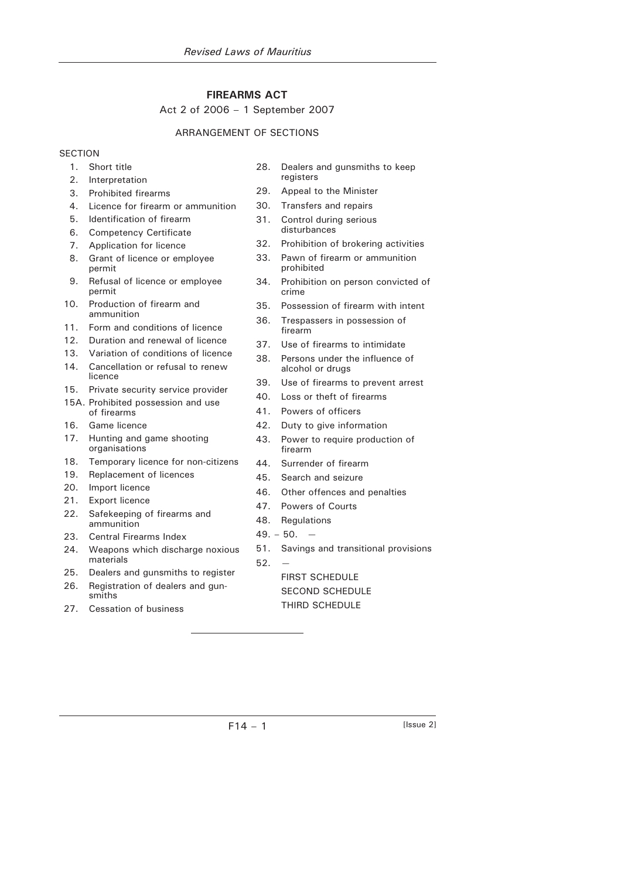# FIREARMS ACT

Act 2 of 2006 – 1 September 2007

## ARRANGEMENT OF SECTIONS

SECTION

1. Short title
2. Interpretation
3. Prohibited firearms
4. Licence for firearm or ammunition
5. Identification of firearm
6. Competency Certificate
7. Application for licence
8. Grant of licence or employee permit
9. Refusal of licence or employee permit
10. Production of firearm and ammunition
11. Form and conditions of licence
12. Duration and renewal of licence
13. Variation of conditions of licence
14. Cancellation or refusal to renew licence
15. Private security service provider

15A. Prohibited possession and use of firearms

16. Game licence
17. Hunting and game shooting organisations
18. Temporary licence for non-citizens
19. Replacement of licences
20. Import licence
21. Export licence
22. Safekeeping of firearms and ammunition
23. Central Firearms Index
24. Weapons which discharge noxious materials
25. Dealers and gunsmiths to register
26. Registration of dealers and gunsmiths
27. Cessation of business
28. Dealers and gunsmiths to keep registers
29. Appeal to the Minister
30. Transfers and repairs
31. Control during serious disturbances
32. Prohibition of brokering activities
33. Pawn of firearm or ammunition prohibited
34. Prohibition on person convicted of crime
35. Possession of firearm with intent
36. Trespassers in possession of firearm
37. Use of firearms to intimidate
38. Persons under the influence of alcohol or drugs
39. Use of firearms to prevent arrest
40. Loss or theft of firearms
41. Powers of officers
42. Duty to give information
43. Power to require production of firearm
44. Surrender of firearm
45. Search and seizure
46. Other offences and penalties
47. Powers of Courts
48. Regulations

49. – 50. —

51. Savings and transitional provisions

52. —

FIRST SCHEDULE

SECOND SCHEDULE

THIRD SCHEDULE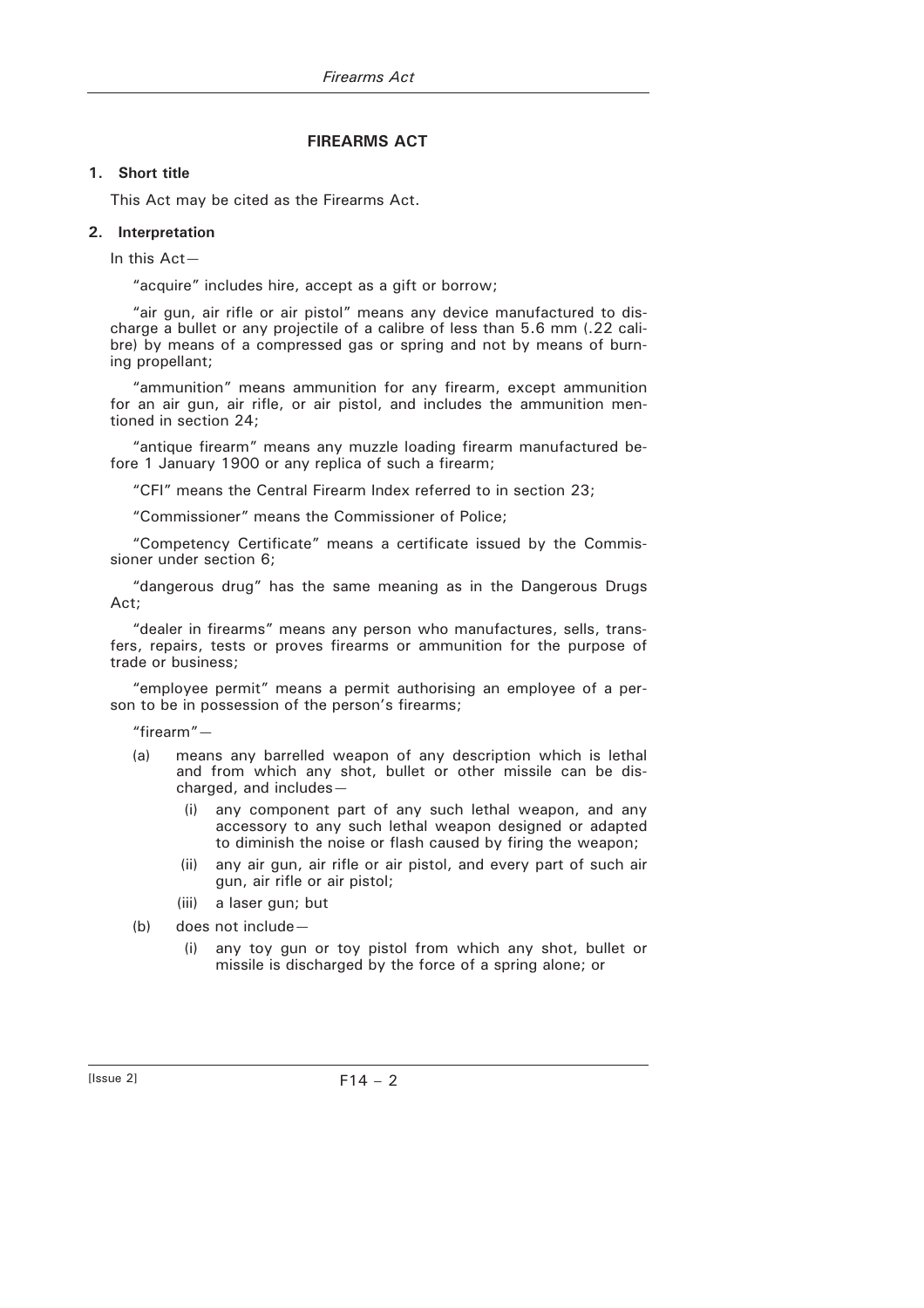# FIREARMS ACT

## 1. Short title

This Act may be cited as the Firearms Act.

## 2. Interpretation

In this Act—

"acquire" includes hire, accept as a gift or borrow;

"air gun, air rifle or air pistol" means any device manufactured to discharge a bullet or any projectile of a calibre of less than 5.6 mm (.22 calibre) by means of a compressed gas or spring and not by means of burning propellant;

"ammunition" means ammunition for any firearm, except ammunition for an air gun, air rifle, or air pistol, and includes the ammunition mentioned in section 24;

"antique firearm" means any muzzle loading firearm manufactured before 1 January 1900 or any replica of such a firearm;

"CFI" means the Central Firearm Index referred to in section 23;

"Commissioner" means the Commissioner of Police;

"Competency Certificate" means a certificate issued by the Commissioner under section 6;

"dangerous drug" has the same meaning as in the Dangerous Drugs Act;

"dealer in firearms" means any person who manufactures, sells, transfers, repairs, tests or proves firearms or ammunition for the purpose of trade or business;

"employee permit" means a permit authorising an employee of a person to be in possession of the person's firearms;

"firearm"—

- (a) means any barrelled weapon of any description which is lethal and from which any shot, bullet or other missile can be discharged, and includes—
  - (i) any component part of any such lethal weapon, and any accessory to any such lethal weapon designed or adapted to diminish the noise or flash caused by firing the weapon;
  - (ii) any air gun, air rifle or air pistol, and every part of such air gun, air rifle or air pistol;
  - (iii) a laser gun; but
- (b) does not include—
  - (i) any toy gun or toy pistol from which any shot, bullet or missile is discharged by the force of a spring alone; or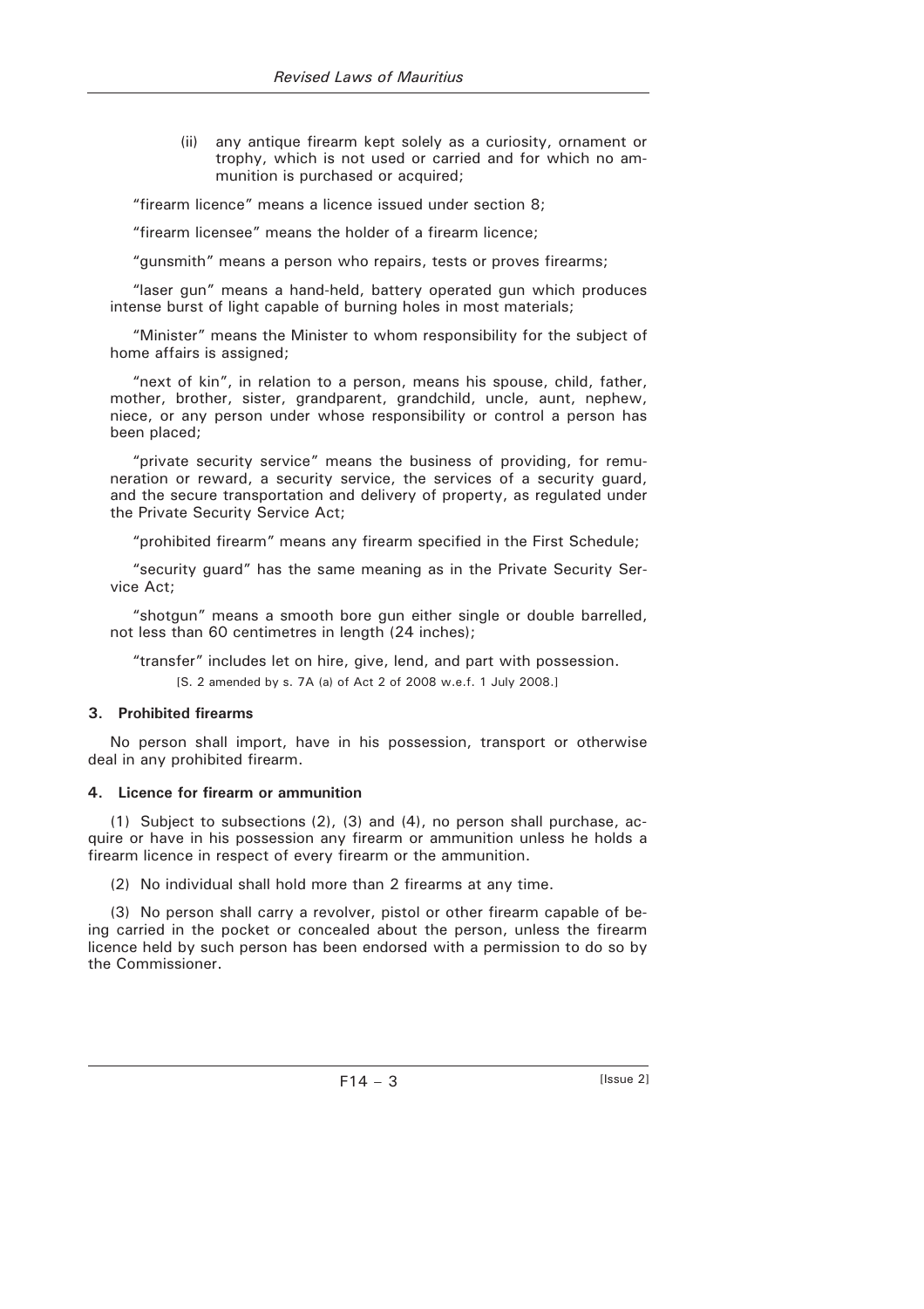(ii) any antique firearm kept solely as a curiosity, ornament or trophy, which is not used or carried and for which no ammunition is purchased or acquired;

"firearm licence" means a licence issued under section 8;

"firearm licensee" means the holder of a firearm licence;

"gunsmith" means a person who repairs, tests or proves firearms;

"laser gun" means a hand-held, battery operated gun which produces intense burst of light capable of burning holes in most materials;

"Minister" means the Minister to whom responsibility for the subject of home affairs is assigned;

"next of kin", in relation to a person, means his spouse, child, father, mother, brother, sister, grandparent, grandchild, uncle, aunt, nephew, niece, or any person under whose responsibility or control a person has been placed;

"private security service" means the business of providing, for remuneration or reward, a security service, the services of a security guard, and the secure transportation and delivery of property, as regulated under the Private Security Service Act;

"prohibited firearm" means any firearm specified in the First Schedule;

"security guard" has the same meaning as in the Private Security Service Act;

"shotgun" means a smooth bore gun either single or double barrelled, not less than 60 centimetres in length (24 inches);

"transfer" includes let on hire, give, lend, and part with possession.

[S. 2 amended by s. 7A (a) of Act 2 of 2008 w.e.f. 1 July 2008.]

### 3. Prohibited firearms

No person shall import, have in his possession, transport or otherwise deal in any prohibited firearm.

### 4. Licence for firearm or ammunition

(1) Subject to subsections (2), (3) and (4), no person shall purchase, acquire or have in his possession any firearm or ammunition unless he holds a firearm licence in respect of every firearm or the ammunition.

(2) No individual shall hold more than 2 firearms at any time.

(3) No person shall carry a revolver, pistol or other firearm capable of being carried in the pocket or concealed about the person, unless the firearm licence held by such person has been endorsed with a permission to do so by the Commissioner.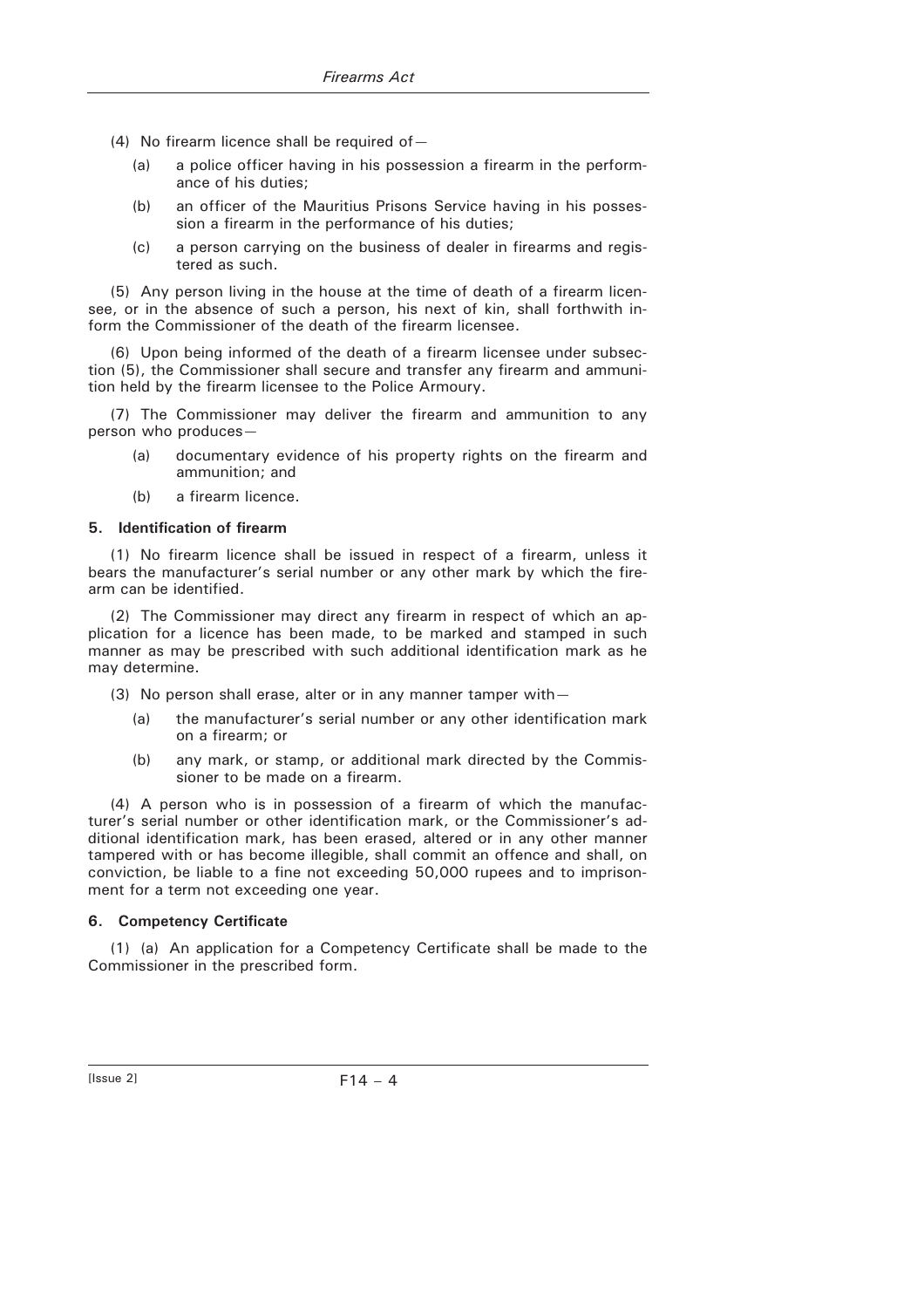(4) No firearm licence shall be required of—

- (a) a police officer having in his possession a firearm in the performance of his duties;
- (b) an officer of the Mauritius Prisons Service having in his possession a firearm in the performance of his duties;
- (c) a person carrying on the business of dealer in firearms and registered as such.

(5) Any person living in the house at the time of death of a firearm licensee, or in the absence of such a person, his next of kin, shall forthwith inform the Commissioner of the death of the firearm licensee.

(6) Upon being informed of the death of a firearm licensee under subsection (5), the Commissioner shall secure and transfer any firearm and ammunition held by the firearm licensee to the Police Armoury.

(7) The Commissioner may deliver the firearm and ammunition to any person who produces—

- (a) documentary evidence of his property rights on the firearm and ammunition; and
- (b) a firearm licence.

**5. Identification of firearm**

(1) No firearm licence shall be issued in respect of a firearm, unless it bears the manufacturer's serial number or any other mark by which the firearm can be identified.

(2) The Commissioner may direct any firearm in respect of which an application for a licence has been made, to be marked and stamped in such manner as may be prescribed with such additional identification mark as he may determine.

(3) No person shall erase, alter or in any manner tamper with—

- (a) the manufacturer's serial number or any other identification mark on a firearm; or
- (b) any mark, or stamp, or additional mark directed by the Commissioner to be made on a firearm.

(4) A person who is in possession of a firearm of which the manufacturer's serial number or other identification mark, or the Commissioner's additional identification mark, has been erased, altered or in any other manner tampered with or has become illegible, shall commit an offence and shall, on conviction, be liable to a fine not exceeding 50,000 rupees and to imprisonment for a term not exceeding one year.

**6. Competency Certificate**

(1) (a) An application for a Competency Certificate shall be made to the Commissioner in the prescribed form.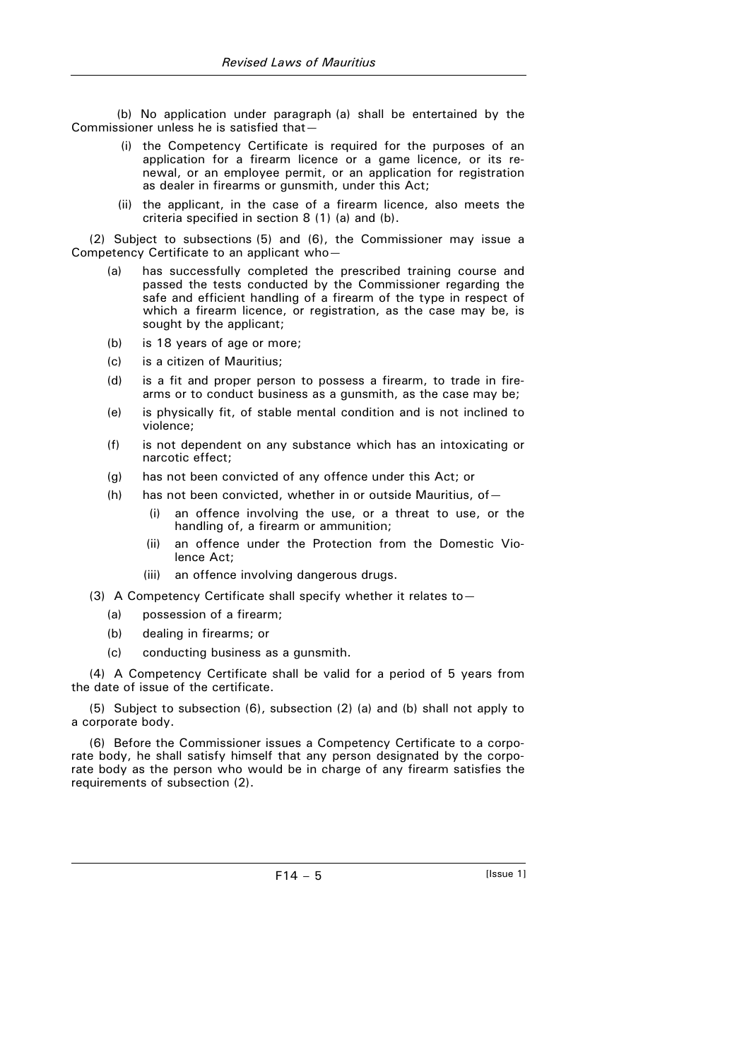(b) No application under paragraph (a) shall be entertained by the Commissioner unless he is satisfied that—

- (i) the Competency Certificate is required for the purposes of an application for a firearm licence or a game licence, or its renewal, or an employee permit, or an application for registration as dealer in firearms or gunsmith, under this Act;
- (ii) the applicant, in the case of a firearm licence, also meets the criteria specified in section 8 (1) (a) and (b).

(2) Subject to subsections (5) and (6), the Commissioner may issue a Competency Certificate to an applicant who—

- (a) has successfully completed the prescribed training course and passed the tests conducted by the Commissioner regarding the safe and efficient handling of a firearm of the type in respect of which a firearm licence, or registration, as the case may be, is sought by the applicant;
- (b) is 18 years of age or more;
- (c) is a citizen of Mauritius;
- (d) is a fit and proper person to possess a firearm, to trade in firearms or to conduct business as a gunsmith, as the case may be;
- (e) is physically fit, of stable mental condition and is not inclined to violence;
- (f) is not dependent on any substance which has an intoxicating or narcotic effect;
- (g) has not been convicted of any offence under this Act; or
- (h) has not been convicted, whether in or outside Mauritius, of—
  - (i) an offence involving the use, or a threat to use, or the handling of, a firearm or ammunition;
  - (ii) an offence under the Protection from the Domestic Violence Act;
  - (iii) an offence involving dangerous drugs.

(3) A Competency Certificate shall specify whether it relates to—

- (a) possession of a firearm;
- (b) dealing in firearms; or
- (c) conducting business as a gunsmith.

(4) A Competency Certificate shall be valid for a period of 5 years from the date of issue of the certificate.

(5) Subject to subsection (6), subsection (2) (a) and (b) shall not apply to a corporate body.

(6) Before the Commissioner issues a Competency Certificate to a corporate body, he shall satisfy himself that any person designated by the corporate body as the person who would be in charge of any firearm satisfies the requirements of subsection (2).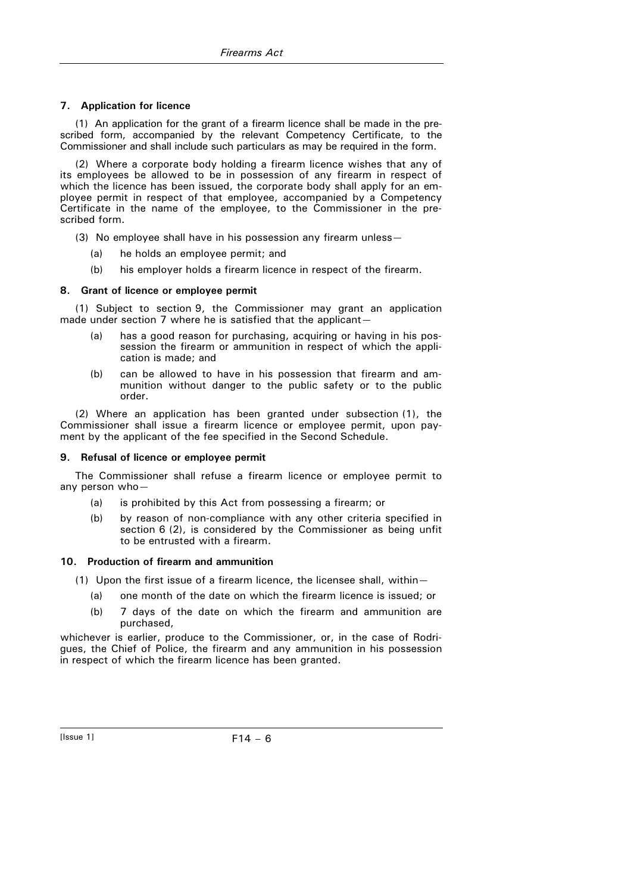### 7. Application for licence

(1) An application for the grant of a firearm licence shall be made in the prescribed form, accompanied by the relevant Competency Certificate, to the Commissioner and shall include such particulars as may be required in the form.

(2) Where a corporate body holding a firearm licence wishes that any of its employees be allowed to be in possession of any firearm in respect of which the licence has been issued, the corporate body shall apply for an employee permit in respect of that employee, accompanied by a Competency Certificate in the name of the employee, to the Commissioner in the prescribed form.

(3) No employee shall have in his possession any firearm unless—

- (a) he holds an employee permit; and
- (b) his employer holds a firearm licence in respect of the firearm.

### 8. Grant of licence or employee permit

(1) Subject to section 9, the Commissioner may grant an application made under section 7 where he is satisfied that the applicant—

- (a) has a good reason for purchasing, acquiring or having in his possession the firearm or ammunition in respect of which the application is made; and
- (b) can be allowed to have in his possession that firearm and ammunition without danger to the public safety or to the public order.

(2) Where an application has been granted under subsection (1), the Commissioner shall issue a firearm licence or employee permit, upon payment by the applicant of the fee specified in the Second Schedule.

### 9. Refusal of licence or employee permit

The Commissioner shall refuse a firearm licence or employee permit to any person who—

- (a) is prohibited by this Act from possessing a firearm; or
- (b) by reason of non-compliance with any other criteria specified in section 6 (2), is considered by the Commissioner as being unfit to be entrusted with a firearm.

### 10. Production of firearm and ammunition

(1) Upon the first issue of a firearm licence, the licensee shall, within—

- (a) one month of the date on which the firearm licence is issued; or
- (b) 7 days of the date on which the firearm and ammunition are purchased,

whichever is earlier, produce to the Commissioner, or, in the case of Rodrigues, the Chief of Police, the firearm and any ammunition in his possession in respect of which the firearm licence has been granted.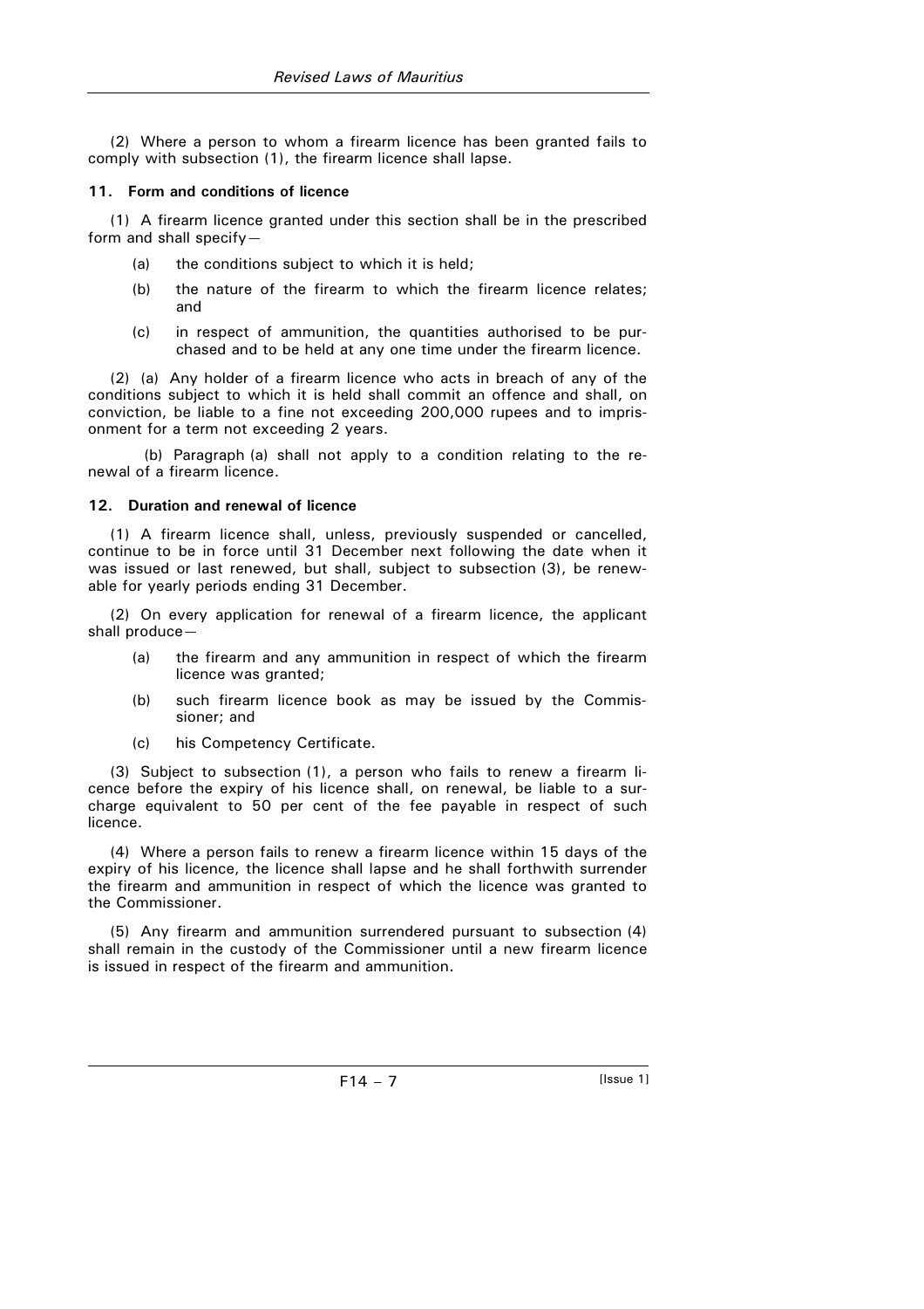(2) Where a person to whom a firearm licence has been granted fails to comply with subsection (1), the firearm licence shall lapse.

**11. Form and conditions of licence**

(1) A firearm licence granted under this section shall be in the prescribed form and shall specify—

- (a) the conditions subject to which it is held;
- (b) the nature of the firearm to which the firearm licence relates; and
- (c) in respect of ammunition, the quantities authorised to be purchased and to be held at any one time under the firearm licence.

(2) (a) Any holder of a firearm licence who acts in breach of any of the conditions subject to which it is held shall commit an offence and shall, on conviction, be liable to a fine not exceeding 200,000 rupees and to imprisonment for a term not exceeding 2 years.

(b) Paragraph (a) shall not apply to a condition relating to the renewal of a firearm licence.

**12. Duration and renewal of licence**

(1) A firearm licence shall, unless, previously suspended or cancelled, continue to be in force until 31 December next following the date when it was issued or last renewed, but shall, subject to subsection (3), be renewable for yearly periods ending 31 December.

(2) On every application for renewal of a firearm licence, the applicant shall produce—

- (a) the firearm and any ammunition in respect of which the firearm licence was granted;
- (b) such firearm licence book as may be issued by the Commissioner; and
- (c) his Competency Certificate.

(3) Subject to subsection (1), a person who fails to renew a firearm licence before the expiry of his licence shall, on renewal, be liable to a surcharge equivalent to 50 per cent of the fee payable in respect of such licence.

(4) Where a person fails to renew a firearm licence within 15 days of the expiry of his licence, the licence shall lapse and he shall forthwith surrender the firearm and ammunition in respect of which the licence was granted to the Commissioner.

(5) Any firearm and ammunition surrendered pursuant to subsection (4) shall remain in the custody of the Commissioner until a new firearm licence is issued in respect of the firearm and ammunition.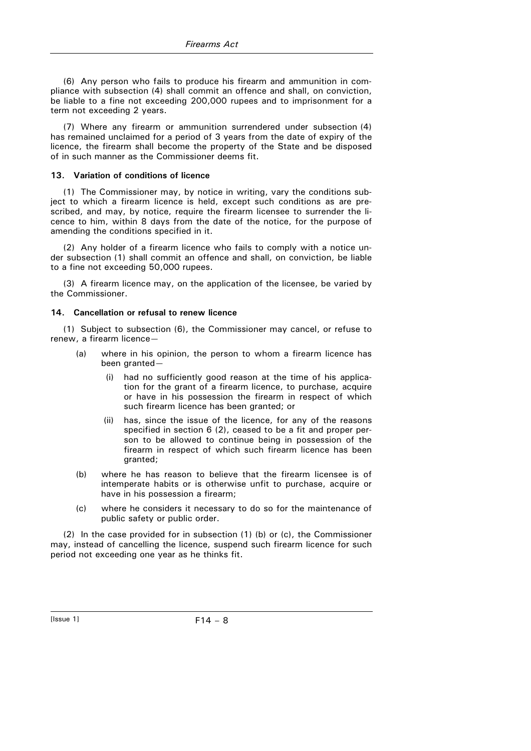(6) Any person who fails to produce his firearm and ammunition in compliance with subsection (4) shall commit an offence and shall, on conviction, be liable to a fine not exceeding 200,000 rupees and to imprisonment for a term not exceeding 2 years.

(7) Where any firearm or ammunition surrendered under subsection (4) has remained unclaimed for a period of 3 years from the date of expiry of the licence, the firearm shall become the property of the State and be disposed of in such manner as the Commissioner deems fit.

### 13. Variation of conditions of licence

(1) The Commissioner may, by notice in writing, vary the conditions subject to which a firearm licence is held, except such conditions as are prescribed, and may, by notice, require the firearm licensee to surrender the licence to him, within 8 days from the date of the notice, for the purpose of amending the conditions specified in it.

(2) Any holder of a firearm licence who fails to comply with a notice under subsection (1) shall commit an offence and shall, on conviction, be liable to a fine not exceeding 50,000 rupees.

(3) A firearm licence may, on the application of the licensee, be varied by the Commissioner.

### 14. Cancellation or refusal to renew licence

(1) Subject to subsection (6), the Commissioner may cancel, or refuse to renew, a firearm licence—

(a) where in his opinion, the person to whom a firearm licence has been granted—

  (i) had no sufficiently good reason at the time of his application for the grant of a firearm licence, to purchase, acquire or have in his possession the firearm in respect of which such firearm licence has been granted; or

  (ii) has, since the issue of the licence, for any of the reasons specified in section 6 (2), ceased to be a fit and proper person to be allowed to continue being in possession of the firearm in respect of which such firearm licence has been granted;

(b) where he has reason to believe that the firearm licensee is of intemperate habits or is otherwise unfit to purchase, acquire or have in his possession a firearm;

(c) where he considers it necessary to do so for the maintenance of public safety or public order.

(2) In the case provided for in subsection (1) (b) or (c), the Commissioner may, instead of cancelling the licence, suspend such firearm licence for such period not exceeding one year as he thinks fit.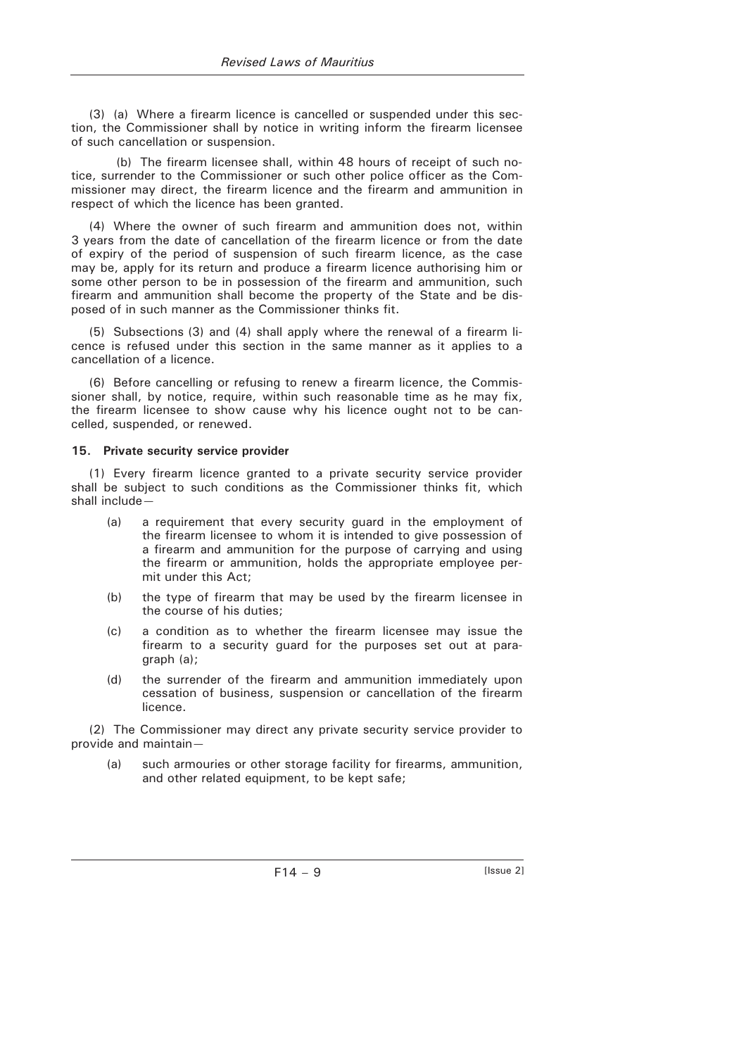(3) (a) Where a firearm licence is cancelled or suspended under this section, the Commissioner shall by notice in writing inform the firearm licensee of such cancellation or suspension.

(b) The firearm licensee shall, within 48 hours of receipt of such notice, surrender to the Commissioner or such other police officer as the Commissioner may direct, the firearm licence and the firearm and ammunition in respect of which the licence has been granted.

(4) Where the owner of such firearm and ammunition does not, within 3 years from the date of cancellation of the firearm licence or from the date of expiry of the period of suspension of such firearm licence, as the case may be, apply for its return and produce a firearm licence authorising him or some other person to be in possession of the firearm and ammunition, such firearm and ammunition shall become the property of the State and be disposed of in such manner as the Commissioner thinks fit.

(5) Subsections (3) and (4) shall apply where the renewal of a firearm licence is refused under this section in the same manner as it applies to a cancellation of a licence.

(6) Before cancelling or refusing to renew a firearm licence, the Commissioner shall, by notice, require, within such reasonable time as he may fix, the firearm licensee to show cause why his licence ought not to be cancelled, suspended, or renewed.

**15. Private security service provider**

(1) Every firearm licence granted to a private security service provider shall be subject to such conditions as the Commissioner thinks fit, which shall include—

(a) a requirement that every security guard in the employment of the firearm licensee to whom it is intended to give possession of a firearm and ammunition for the purpose of carrying and using the firearm or ammunition, holds the appropriate employee permit under this Act;

(b) the type of firearm that may be used by the firearm licensee in the course of his duties;

(c) a condition as to whether the firearm licensee may issue the firearm to a security guard for the purposes set out at paragraph (a);

(d) the surrender of the firearm and ammunition immediately upon cessation of business, suspension or cancellation of the firearm licence.

(2) The Commissioner may direct any private security service provider to provide and maintain—

(a) such armouries or other storage facility for firearms, ammunition, and other related equipment, to be kept safe;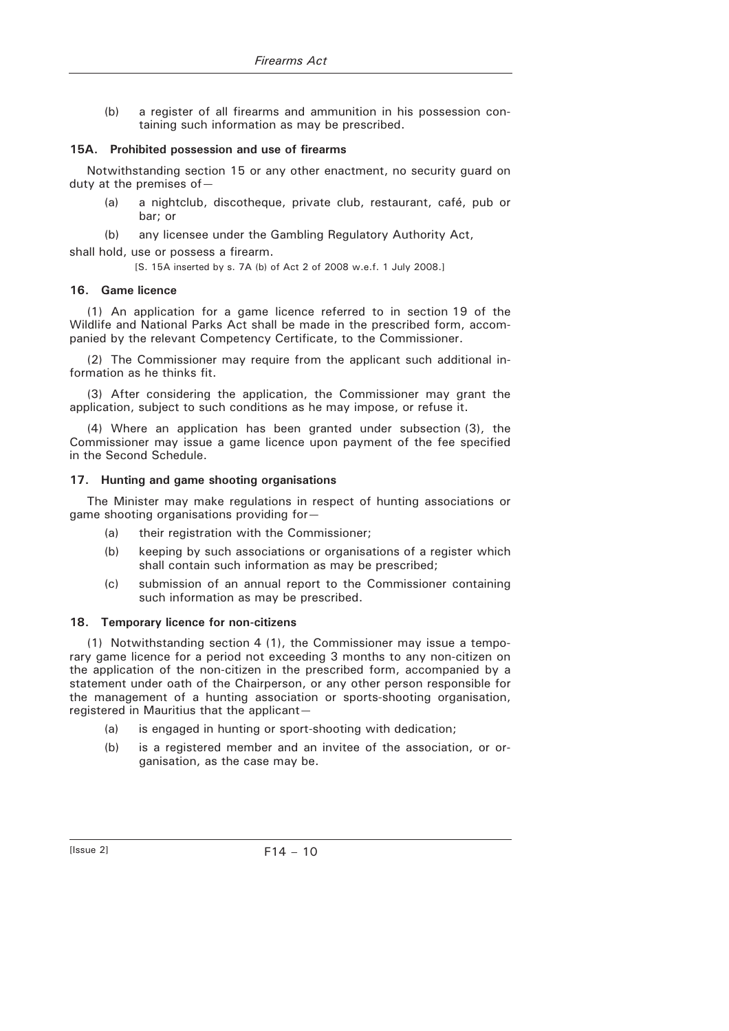(b) a register of all firearms and ammunition in his possession containing such information as may be prescribed.

### 15A. Prohibited possession and use of firearms

Notwithstanding section 15 or any other enactment, no security guard on duty at the premises of—

(a) a nightclub, discotheque, private club, restaurant, café, pub or bar; or

(b) any licensee under the Gambling Regulatory Authority Act,

shall hold, use or possess a firearm.

[S. 15A inserted by s. 7A (b) of Act 2 of 2008 w.e.f. 1 July 2008.]

### 16. Game licence

(1) An application for a game licence referred to in section 19 of the Wildlife and National Parks Act shall be made in the prescribed form, accompanied by the relevant Competency Certificate, to the Commissioner.

(2) The Commissioner may require from the applicant such additional information as he thinks fit.

(3) After considering the application, the Commissioner may grant the application, subject to such conditions as he may impose, or refuse it.

(4) Where an application has been granted under subsection (3), the Commissioner may issue a game licence upon payment of the fee specified in the Second Schedule.

### 17. Hunting and game shooting organisations

The Minister may make regulations in respect of hunting associations or game shooting organisations providing for—

(a) their registration with the Commissioner;

(b) keeping by such associations or organisations of a register which shall contain such information as may be prescribed;

(c) submission of an annual report to the Commissioner containing such information as may be prescribed.

### 18. Temporary licence for non-citizens

(1) Notwithstanding section 4 (1), the Commissioner may issue a temporary game licence for a period not exceeding 3 months to any non-citizen on the application of the non-citizen in the prescribed form, accompanied by a statement under oath of the Chairperson, or any other person responsible for the management of a hunting association or sports-shooting organisation, registered in Mauritius that the applicant—

(a) is engaged in hunting or sport-shooting with dedication;

(b) is a registered member and an invitee of the association, or organisation, as the case may be.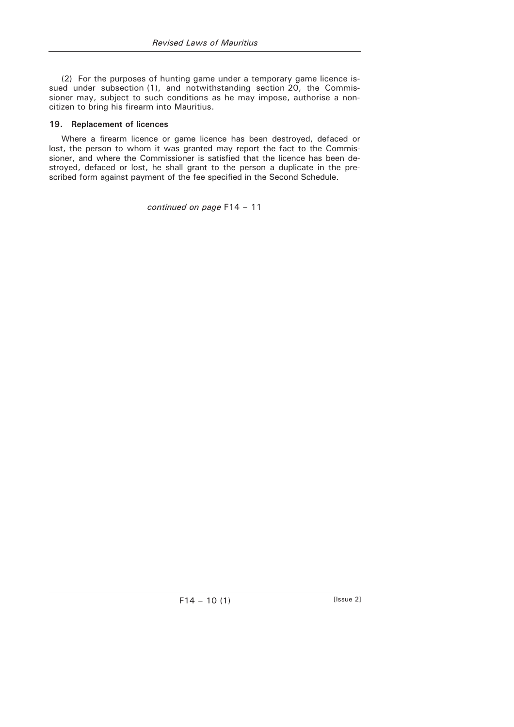(2) For the purposes of hunting game under a temporary game licence issued under subsection (1), and notwithstanding section 20, the Commissioner may, subject to such conditions as he may impose, authorise a non-citizen to bring his firearm into Mauritius.

**19. Replacement of licences**

Where a firearm licence or game licence has been destroyed, defaced or lost, the person to whom it was granted may report the fact to the Commissioner, and where the Commissioner is satisfied that the licence has been destroyed, defaced or lost, he shall grant to the person a duplicate in the prescribed form against payment of the fee specified in the Second Schedule.

*continued on page* F14 – 11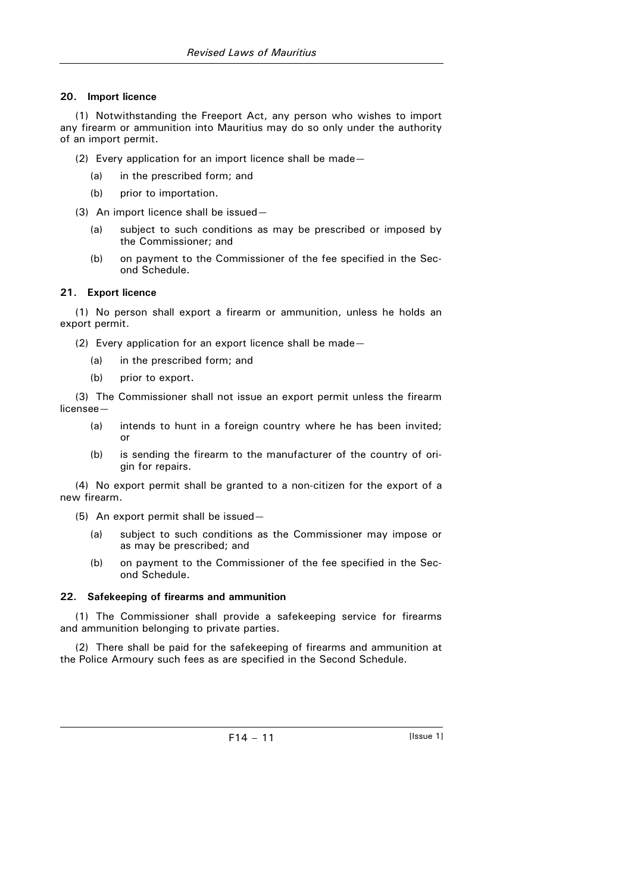### 20. Import licence

(1) Notwithstanding the Freeport Act, any person who wishes to import any firearm or ammunition into Mauritius may do so only under the authority of an import permit.

(2) Every application for an import licence shall be made—

- (a) in the prescribed form; and
- (b) prior to importation.

(3) An import licence shall be issued—

- (a) subject to such conditions as may be prescribed or imposed by the Commissioner; and
- (b) on payment to the Commissioner of the fee specified in the Second Schedule.

### 21. Export licence

(1) No person shall export a firearm or ammunition, unless he holds an export permit.

(2) Every application for an export licence shall be made—

- (a) in the prescribed form; and
- (b) prior to export.

(3) The Commissioner shall not issue an export permit unless the firearm licensee—

- (a) intends to hunt in a foreign country where he has been invited; or
- (b) is sending the firearm to the manufacturer of the country of origin for repairs.

(4) No export permit shall be granted to a non-citizen for the export of a new firearm.

(5) An export permit shall be issued—

- (a) subject to such conditions as the Commissioner may impose or as may be prescribed; and
- (b) on payment to the Commissioner of the fee specified in the Second Schedule.

### 22. Safekeeping of firearms and ammunition

(1) The Commissioner shall provide a safekeeping service for firearms and ammunition belonging to private parties.

(2) There shall be paid for the safekeeping of firearms and ammunition at the Police Armoury such fees as are specified in the Second Schedule.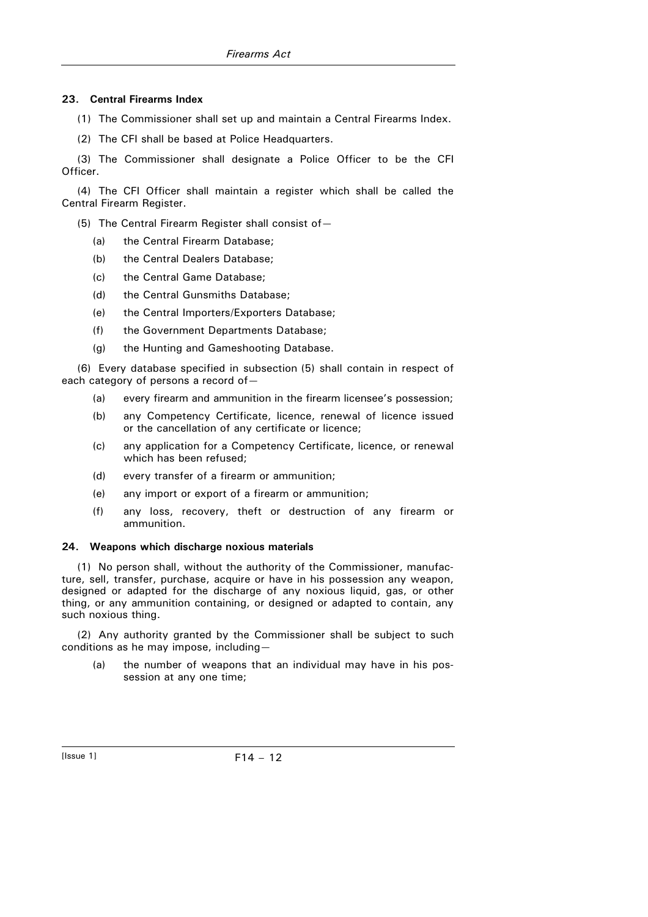### 23. Central Firearms Index

(1) The Commissioner shall set up and maintain a Central Firearms Index.

(2) The CFI shall be based at Police Headquarters.

(3) The Commissioner shall designate a Police Officer to be the CFI Officer.

(4) The CFI Officer shall maintain a register which shall be called the Central Firearm Register.

(5) The Central Firearm Register shall consist of—

- (a) the Central Firearm Database;
- (b) the Central Dealers Database;
- (c) the Central Game Database;
- (d) the Central Gunsmiths Database;
- (e) the Central Importers/Exporters Database;
- (f) the Government Departments Database;
- (g) the Hunting and Gameshooting Database.

(6) Every database specified in subsection (5) shall contain in respect of each category of persons a record of—

- (a) every firearm and ammunition in the firearm licensee's possession;
- (b) any Competency Certificate, licence, renewal of licence issued or the cancellation of any certificate or licence;
- (c) any application for a Competency Certificate, licence, or renewal which has been refused;
- (d) every transfer of a firearm or ammunition;
- (e) any import or export of a firearm or ammunition;
- (f) any loss, recovery, theft or destruction of any firearm or ammunition.

### 24. Weapons which discharge noxious materials

(1) No person shall, without the authority of the Commissioner, manufacture, sell, transfer, purchase, acquire or have in his possession any weapon, designed or adapted for the discharge of any noxious liquid, gas, or other thing, or any ammunition containing, or designed or adapted to contain, any such noxious thing.

(2) Any authority granted by the Commissioner shall be subject to such conditions as he may impose, including—

- (a) the number of weapons that an individual may have in his possession at any one time;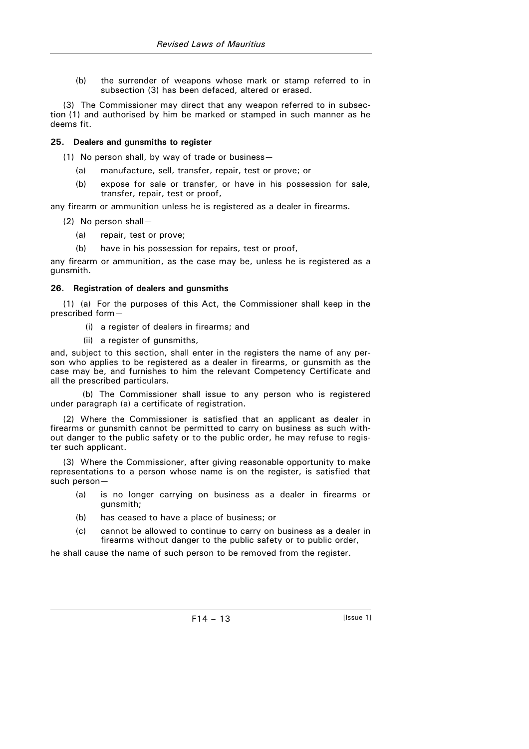(b) the surrender of weapons whose mark or stamp referred to in subsection (3) has been defaced, altered or erased.

(3) The Commissioner may direct that any weapon referred to in subsection (1) and authorised by him be marked or stamped in such manner as he deems fit.

### 25. Dealers and gunsmiths to register

(1) No person shall, by way of trade or business—

(a) manufacture, sell, transfer, repair, test or prove; or

(b) expose for sale or transfer, or have in his possession for sale, transfer, repair, test or proof,

any firearm or ammunition unless he is registered as a dealer in firearms.

(2) No person shall—

(a) repair, test or prove;

(b) have in his possession for repairs, test or proof,

any firearm or ammunition, as the case may be, unless he is registered as a gunsmith.

### 26. Registration of dealers and gunsmiths

(1) (a) For the purposes of this Act, the Commissioner shall keep in the prescribed form—

(i) a register of dealers in firearms; and

(ii) a register of gunsmiths,

and, subject to this section, shall enter in the registers the name of any person who applies to be registered as a dealer in firearms, or gunsmith as the case may be, and furnishes to him the relevant Competency Certificate and all the prescribed particulars.

(b) The Commissioner shall issue to any person who is registered under paragraph (a) a certificate of registration.

(2) Where the Commissioner is satisfied that an applicant as dealer in firearms or gunsmith cannot be permitted to carry on business as such without danger to the public safety or to the public order, he may refuse to register such applicant.

(3) Where the Commissioner, after giving reasonable opportunity to make representations to a person whose name is on the register, is satisfied that such person—

(a) is no longer carrying on business as a dealer in firearms or gunsmith;

(b) has ceased to have a place of business; or

(c) cannot be allowed to continue to carry on business as a dealer in firearms without danger to the public safety or to public order,

he shall cause the name of such person to be removed from the register.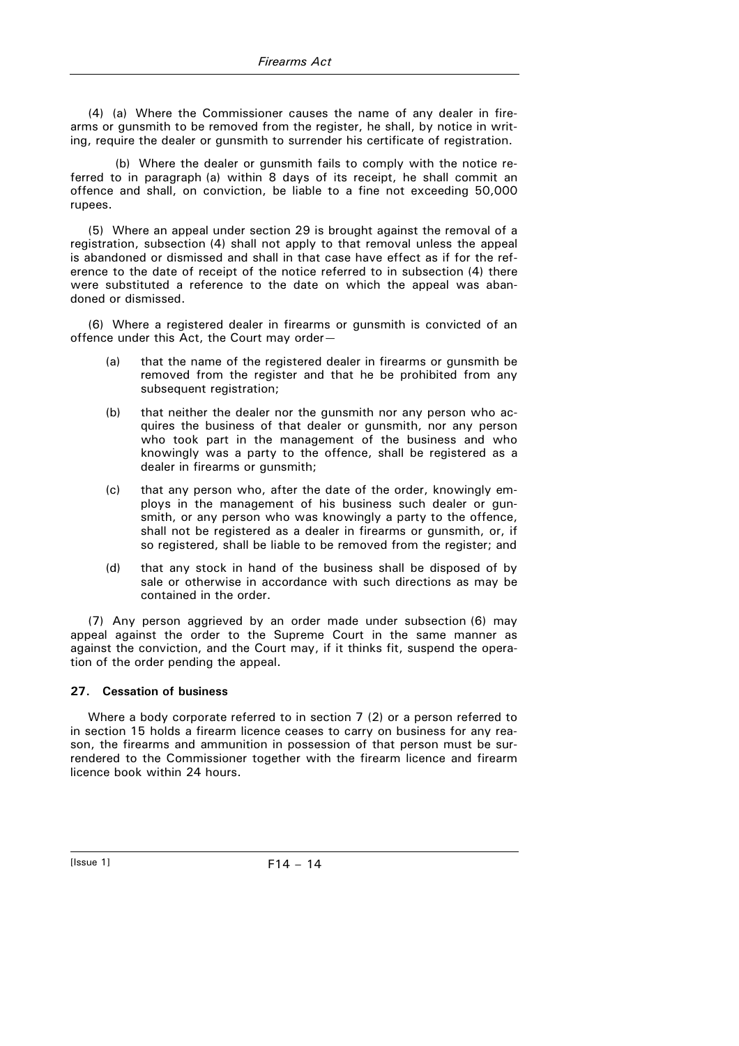(4) (a) Where the Commissioner causes the name of any dealer in firearms or gunsmith to be removed from the register, he shall, by notice in writing, require the dealer or gunsmith to surrender his certificate of registration.

(b) Where the dealer or gunsmith fails to comply with the notice referred to in paragraph (a) within 8 days of its receipt, he shall commit an offence and shall, on conviction, be liable to a fine not exceeding 50,000 rupees.

(5) Where an appeal under section 29 is brought against the removal of a registration, subsection (4) shall not apply to that removal unless the appeal is abandoned or dismissed and shall in that case have effect as if for the reference to the date of receipt of the notice referred to in subsection (4) there were substituted a reference to the date on which the appeal was abandoned or dismissed.

(6) Where a registered dealer in firearms or gunsmith is convicted of an offence under this Act, the Court may order—

(a) that the name of the registered dealer in firearms or gunsmith be removed from the register and that he be prohibited from any subsequent registration;

(b) that neither the dealer nor the gunsmith nor any person who acquires the business of that dealer or gunsmith, nor any person who took part in the management of the business and who knowingly was a party to the offence, shall be registered as a dealer in firearms or gunsmith;

(c) that any person who, after the date of the order, knowingly employs in the management of his business such dealer or gunsmith, or any person who was knowingly a party to the offence, shall not be registered as a dealer in firearms or gunsmith, or, if so registered, shall be liable to be removed from the register; and

(d) that any stock in hand of the business shall be disposed of by sale or otherwise in accordance with such directions as may be contained in the order.

(7) Any person aggrieved by an order made under subsection (6) may appeal against the order to the Supreme Court in the same manner as against the conviction, and the Court may, if it thinks fit, suspend the operation of the order pending the appeal.

**27. Cessation of business**

Where a body corporate referred to in section 7 (2) or a person referred to in section 15 holds a firearm licence ceases to carry on business for any reason, the firearms and ammunition in possession of that person must be surrendered to the Commissioner together with the firearm licence and firearm licence book within 24 hours.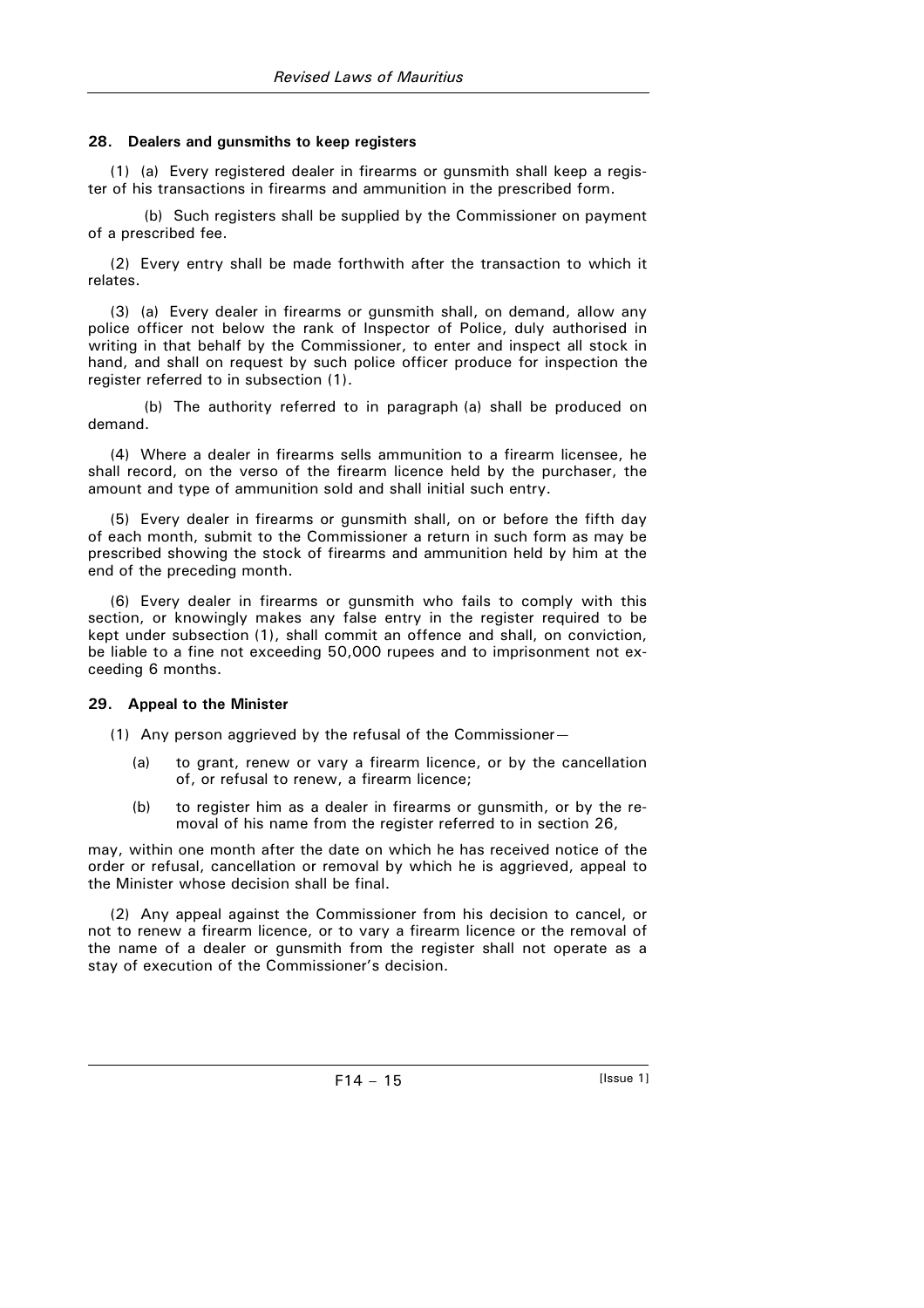### 28. Dealers and gunsmiths to keep registers

(1) (a) Every registered dealer in firearms or gunsmith shall keep a register of his transactions in firearms and ammunition in the prescribed form.

(b) Such registers shall be supplied by the Commissioner on payment of a prescribed fee.

(2) Every entry shall be made forthwith after the transaction to which it relates.

(3) (a) Every dealer in firearms or gunsmith shall, on demand, allow any police officer not below the rank of Inspector of Police, duly authorised in writing in that behalf by the Commissioner, to enter and inspect all stock in hand, and shall on request by such police officer produce for inspection the register referred to in subsection (1).

(b) The authority referred to in paragraph (a) shall be produced on demand.

(4) Where a dealer in firearms sells ammunition to a firearm licensee, he shall record, on the verso of the firearm licence held by the purchaser, the amount and type of ammunition sold and shall initial such entry.

(5) Every dealer in firearms or gunsmith shall, on or before the fifth day of each month, submit to the Commissioner a return in such form as may be prescribed showing the stock of firearms and ammunition held by him at the end of the preceding month.

(6) Every dealer in firearms or gunsmith who fails to comply with this section, or knowingly makes any false entry in the register required to be kept under subsection (1), shall commit an offence and shall, on conviction, be liable to a fine not exceeding 50,000 rupees and to imprisonment not exceeding 6 months.

### 29. Appeal to the Minister

(1) Any person aggrieved by the refusal of the Commissioner—

(a) to grant, renew or vary a firearm licence, or by the cancellation of, or refusal to renew, a firearm licence;

(b) to register him as a dealer in firearms or gunsmith, or by the removal of his name from the register referred to in section 26,

may, within one month after the date on which he has received notice of the order or refusal, cancellation or removal by which he is aggrieved, appeal to the Minister whose decision shall be final.

(2) Any appeal against the Commissioner from his decision to cancel, or not to renew a firearm licence, or to vary a firearm licence or the removal of the name of a dealer or gunsmith from the register shall not operate as a stay of execution of the Commissioner's decision.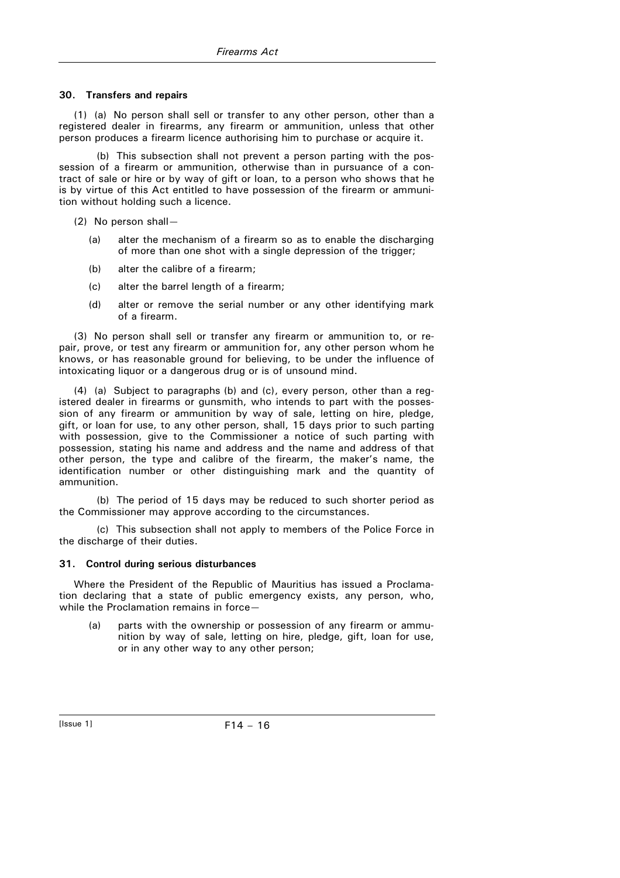### 30. Transfers and repairs

(1) (a) No person shall sell or transfer to any other person, other than a registered dealer in firearms, any firearm or ammunition, unless that other person produces a firearm licence authorising him to purchase or acquire it.

(b) This subsection shall not prevent a person parting with the possession of a firearm or ammunition, otherwise than in pursuance of a contract of sale or hire or by way of gift or loan, to a person who shows that he is by virtue of this Act entitled to have possession of the firearm or ammunition without holding such a licence.

(2) No person shall—

(a) alter the mechanism of a firearm so as to enable the discharging of more than one shot with a single depression of the trigger;

(b) alter the calibre of a firearm;

(c) alter the barrel length of a firearm;

(d) alter or remove the serial number or any other identifying mark of a firearm.

(3) No person shall sell or transfer any firearm or ammunition to, or repair, prove, or test any firearm or ammunition for, any other person whom he knows, or has reasonable ground for believing, to be under the influence of intoxicating liquor or a dangerous drug or is of unsound mind.

(4) (a) Subject to paragraphs (b) and (c), every person, other than a registered dealer in firearms or gunsmith, who intends to part with the possession of any firearm or ammunition by way of sale, letting on hire, pledge, gift, or loan for use, to any other person, shall, 15 days prior to such parting with possession, give to the Commissioner a notice of such parting with possession, stating his name and address and the name and address of that other person, the type and calibre of the firearm, the maker's name, the identification number or other distinguishing mark and the quantity of ammunition.

(b) The period of 15 days may be reduced to such shorter period as the Commissioner may approve according to the circumstances.

(c) This subsection shall not apply to members of the Police Force in the discharge of their duties.

### 31. Control during serious disturbances

Where the President of the Republic of Mauritius has issued a Proclamation declaring that a state of public emergency exists, any person, who, while the Proclamation remains in force—

(a) parts with the ownership or possession of any firearm or ammunition by way of sale, letting on hire, pledge, gift, loan for use, or in any other way to any other person;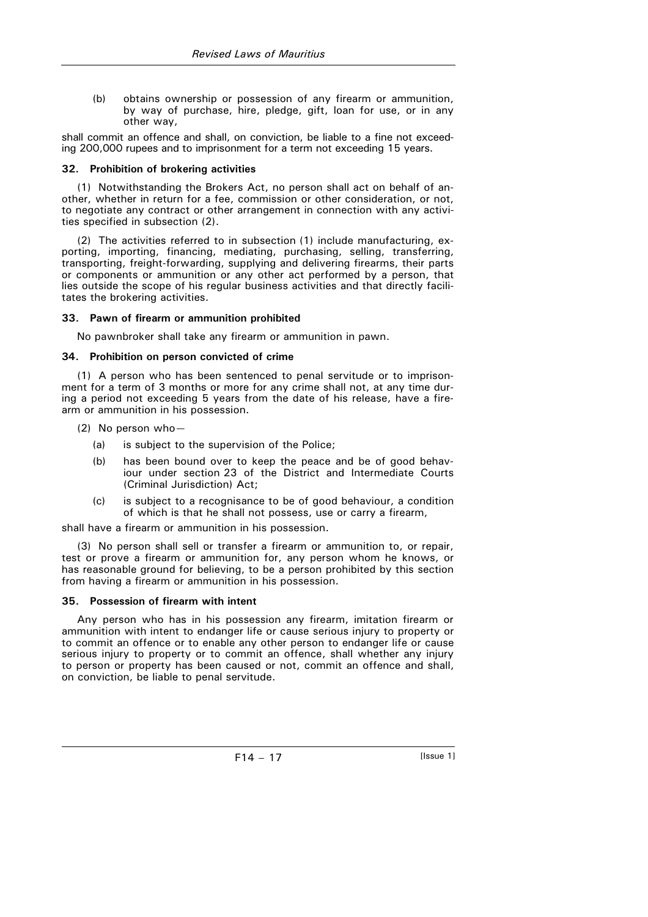(b) obtains ownership or possession of any firearm or ammunition, by way of purchase, hire, pledge, gift, loan for use, or in any other way,

shall commit an offence and shall, on conviction, be liable to a fine not exceeding 200,000 rupees and to imprisonment for a term not exceeding 15 years.

**32. Prohibition of brokering activities**

(1) Notwithstanding the Brokers Act, no person shall act on behalf of another, whether in return for a fee, commission or other consideration, or not, to negotiate any contract or other arrangement in connection with any activities specified in subsection (2).

(2) The activities referred to in subsection (1) include manufacturing, exporting, importing, financing, mediating, purchasing, selling, transferring, transporting, freight-forwarding, supplying and delivering firearms, their parts or components or ammunition or any other act performed by a person, that lies outside the scope of his regular business activities and that directly facilitates the brokering activities.

**33. Pawn of firearm or ammunition prohibited**

No pawnbroker shall take any firearm or ammunition in pawn.

**34. Prohibition on person convicted of crime**

(1) A person who has been sentenced to penal servitude or to imprisonment for a term of 3 months or more for any crime shall not, at any time during a period not exceeding 5 years from the date of his release, have a firearm or ammunition in his possession.

(2) No person who—

(a) is subject to the supervision of the Police;

(b) has been bound over to keep the peace and be of good behaviour under section 23 of the District and Intermediate Courts (Criminal Jurisdiction) Act;

(c) is subject to a recognisance to be of good behaviour, a condition of which is that he shall not possess, use or carry a firearm,

shall have a firearm or ammunition in his possession.

(3) No person shall sell or transfer a firearm or ammunition to, or repair, test or prove a firearm or ammunition for, any person whom he knows, or has reasonable ground for believing, to be a person prohibited by this section from having a firearm or ammunition in his possession.

**35. Possession of firearm with intent**

Any person who has in his possession any firearm, imitation firearm or ammunition with intent to endanger life or cause serious injury to property or to commit an offence or to enable any other person to endanger life or cause serious injury to property or to commit an offence, shall whether any injury to person or property has been caused or not, commit an offence and shall, on conviction, be liable to penal servitude.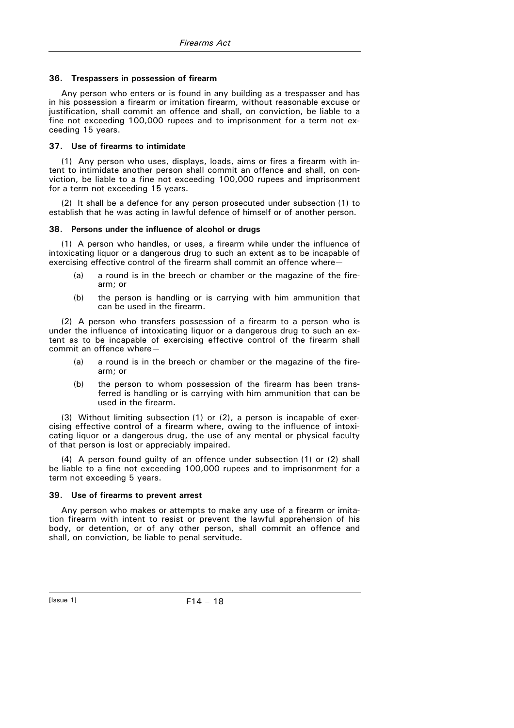### 36. Trespassers in possession of firearm

Any person who enters or is found in any building as a trespasser and has in his possession a firearm or imitation firearm, without reasonable excuse or justification, shall commit an offence and shall, on conviction, be liable to a fine not exceeding 100,000 rupees and to imprisonment for a term not exceeding 15 years.

### 37. Use of firearms to intimidate

(1) Any person who uses, displays, loads, aims or fires a firearm with intent to intimidate another person shall commit an offence and shall, on conviction, be liable to a fine not exceeding 100,000 rupees and imprisonment for a term not exceeding 15 years.

(2) It shall be a defence for any person prosecuted under subsection (1) to establish that he was acting in lawful defence of himself or of another person.

### 38. Persons under the influence of alcohol or drugs

(1) A person who handles, or uses, a firearm while under the influence of intoxicating liquor or a dangerous drug to such an extent as to be incapable of exercising effective control of the firearm shall commit an offence where—

- (a) a round is in the breech or chamber or the magazine of the firearm; or
- (b) the person is handling or is carrying with him ammunition that can be used in the firearm.

(2) A person who transfers possession of a firearm to a person who is under the influence of intoxicating liquor or a dangerous drug to such an extent as to be incapable of exercising effective control of the firearm shall commit an offence where—

- (a) a round is in the breech or chamber or the magazine of the firearm; or
- (b) the person to whom possession of the firearm has been transferred is handling or is carrying with him ammunition that can be used in the firearm.

(3) Without limiting subsection (1) or (2), a person is incapable of exercising effective control of a firearm where, owing to the influence of intoxicating liquor or a dangerous drug, the use of any mental or physical faculty of that person is lost or appreciably impaired.

(4) A person found guilty of an offence under subsection (1) or (2) shall be liable to a fine not exceeding 100,000 rupees and to imprisonment for a term not exceeding 5 years.

### 39. Use of firearms to prevent arrest

Any person who makes or attempts to make any use of a firearm or imitation firearm with intent to resist or prevent the lawful apprehension of his body, or detention, or of any other person, shall commit an offence and shall, on conviction, be liable to penal servitude.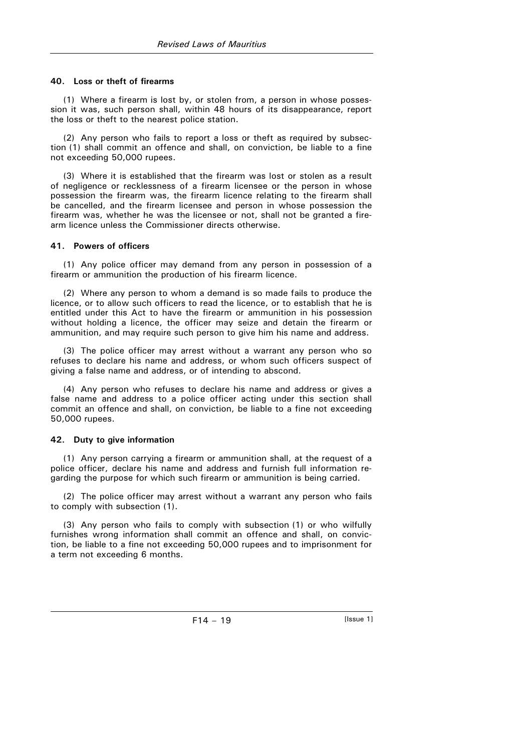### 40. Loss or theft of firearms

(1) Where a firearm is lost by, or stolen from, a person in whose possession it was, such person shall, within 48 hours of its disappearance, report the loss or theft to the nearest police station.

(2) Any person who fails to report a loss or theft as required by subsection (1) shall commit an offence and shall, on conviction, be liable to a fine not exceeding 50,000 rupees.

(3) Where it is established that the firearm was lost or stolen as a result of negligence or recklessness of a firearm licensee or the person in whose possession the firearm was, the firearm licence relating to the firearm shall be cancelled, and the firearm licensee and person in whose possession the firearm was, whether he was the licensee or not, shall not be granted a firearm licence unless the Commissioner directs otherwise.

### 41. Powers of officers

(1) Any police officer may demand from any person in possession of a firearm or ammunition the production of his firearm licence.

(2) Where any person to whom a demand is so made fails to produce the licence, or to allow such officers to read the licence, or to establish that he is entitled under this Act to have the firearm or ammunition in his possession without holding a licence, the officer may seize and detain the firearm or ammunition, and may require such person to give him his name and address.

(3) The police officer may arrest without a warrant any person who so refuses to declare his name and address, or whom such officers suspect of giving a false name and address, or of intending to abscond.

(4) Any person who refuses to declare his name and address or gives a false name and address to a police officer acting under this section shall commit an offence and shall, on conviction, be liable to a fine not exceeding 50,000 rupees.

### 42. Duty to give information

(1) Any person carrying a firearm or ammunition shall, at the request of a police officer, declare his name and address and furnish full information regarding the purpose for which such firearm or ammunition is being carried.

(2) The police officer may arrest without a warrant any person who fails to comply with subsection (1).

(3) Any person who fails to comply with subsection (1) or who wilfully furnishes wrong information shall commit an offence and shall, on conviction, be liable to a fine not exceeding 50,000 rupees and to imprisonment for a term not exceeding 6 months.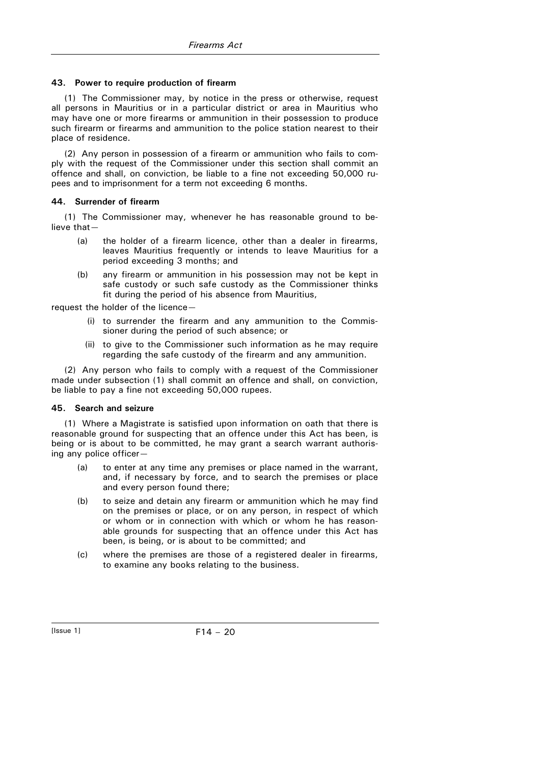### 43. Power to require production of firearm

(1) The Commissioner may, by notice in the press or otherwise, request all persons in Mauritius or in a particular district or area in Mauritius who may have one or more firearms or ammunition in their possession to produce such firearm or firearms and ammunition to the police station nearest to their place of residence.

(2) Any person in possession of a firearm or ammunition who fails to comply with the request of the Commissioner under this section shall commit an offence and shall, on conviction, be liable to a fine not exceeding 50,000 rupees and to imprisonment for a term not exceeding 6 months.

### 44. Surrender of firearm

(1) The Commissioner may, whenever he has reasonable ground to believe that—

- (a) the holder of a firearm licence, other than a dealer in firearms, leaves Mauritius frequently or intends to leave Mauritius for a period exceeding 3 months; and
- (b) any firearm or ammunition in his possession may not be kept in safe custody or such safe custody as the Commissioner thinks fit during the period of his absence from Mauritius,

request the holder of the licence—

- (i) to surrender the firearm and any ammunition to the Commissioner during the period of such absence; or
- (ii) to give to the Commissioner such information as he may require regarding the safe custody of the firearm and any ammunition.

(2) Any person who fails to comply with a request of the Commissioner made under subsection (1) shall commit an offence and shall, on conviction, be liable to pay a fine not exceeding 50,000 rupees.

### 45. Search and seizure

(1) Where a Magistrate is satisfied upon information on oath that there is reasonable ground for suspecting that an offence under this Act has been, is being or is about to be committed, he may grant a search warrant authorising any police officer—

- (a) to enter at any time any premises or place named in the warrant, and, if necessary by force, and to search the premises or place and every person found there;
- (b) to seize and detain any firearm or ammunition which he may find on the premises or place, or on any person, in respect of which or whom or in connection with which or whom he has reasonable grounds for suspecting that an offence under this Act has been, is being, or is about to be committed; and
- (c) where the premises are those of a registered dealer in firearms, to examine any books relating to the business.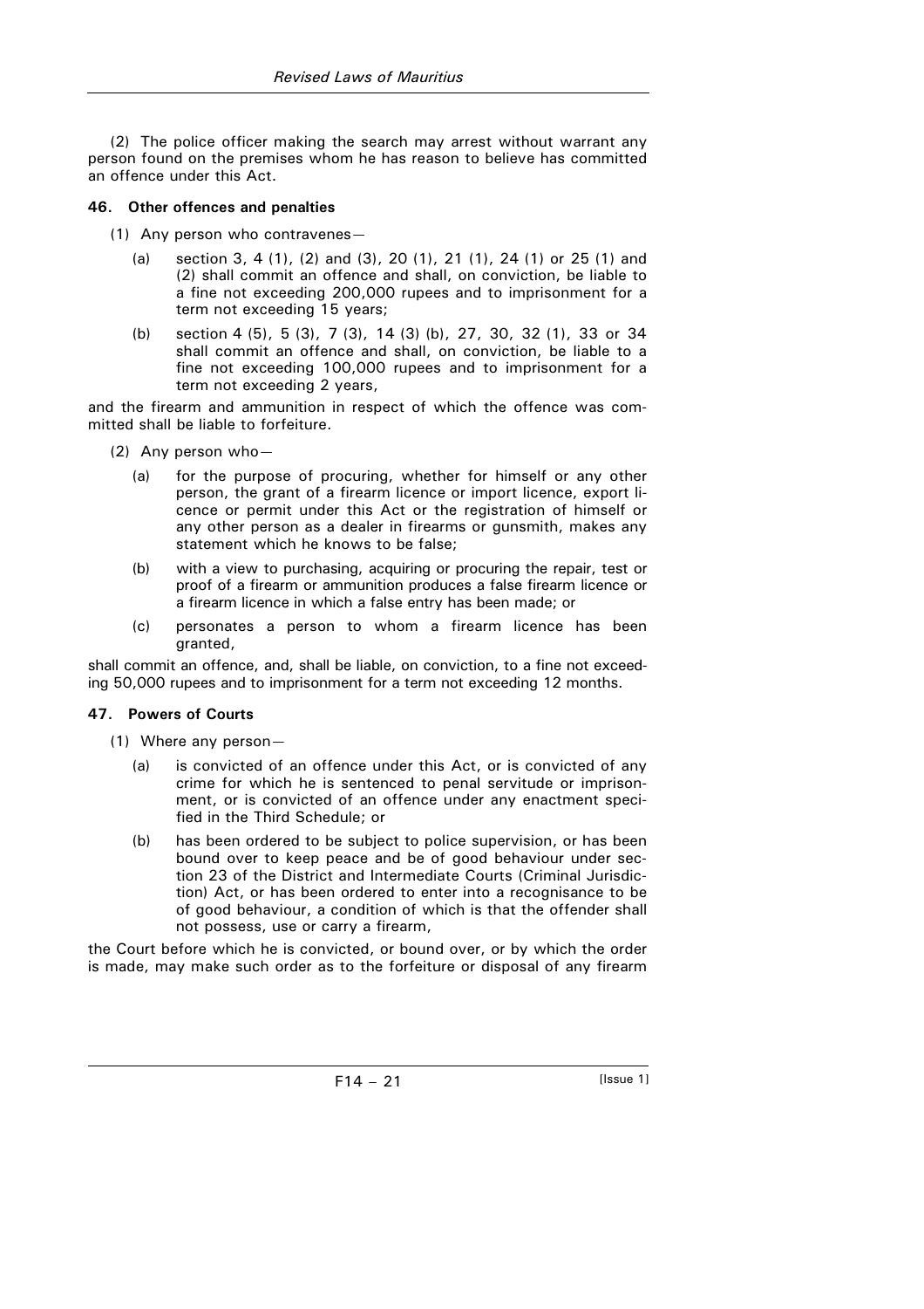(2) The police officer making the search may arrest without warrant any person found on the premises whom he has reason to believe has committed an offence under this Act.

**46. Other offences and penalties**

(1) Any person who contravenes—

(a) section 3, 4 (1), (2) and (3), 20 (1), 21 (1), 24 (1) or 25 (1) and (2) shall commit an offence and shall, on conviction, be liable to a fine not exceeding 200,000 rupees and to imprisonment for a term not exceeding 15 years;

(b) section 4 (5), 5 (3), 7 (3), 14 (3) (b), 27, 30, 32 (1), 33 or 34 shall commit an offence and shall, on conviction, be liable to a fine not exceeding 100,000 rupees and to imprisonment for a term not exceeding 2 years,

and the firearm and ammunition in respect of which the offence was committed shall be liable to forfeiture.

(2) Any person who—

(a) for the purpose of procuring, whether for himself or any other person, the grant of a firearm licence or import licence, export licence or permit under this Act or the registration of himself or any other person as a dealer in firearms or gunsmith, makes any statement which he knows to be false;

(b) with a view to purchasing, acquiring or procuring the repair, test or proof of a firearm or ammunition produces a false firearm licence or a firearm licence in which a false entry has been made; or

(c) personates a person to whom a firearm licence has been granted,

shall commit an offence, and, shall be liable, on conviction, to a fine not exceeding 50,000 rupees and to imprisonment for a term not exceeding 12 months.

**47. Powers of Courts**

(1) Where any person—

(a) is convicted of an offence under this Act, or is convicted of any crime for which he is sentenced to penal servitude or imprisonment, or is convicted of an offence under any enactment specified in the Third Schedule; or

(b) has been ordered to be subject to police supervision, or has been bound over to keep peace and be of good behaviour under section 23 of the District and Intermediate Courts (Criminal Jurisdiction) Act, or has been ordered to enter into a recognisance to be of good behaviour, a condition of which is that the offender shall not possess, use or carry a firearm,

the Court before which he is convicted, or bound over, or by which the order is made, may make such order as to the forfeiture or disposal of any firearm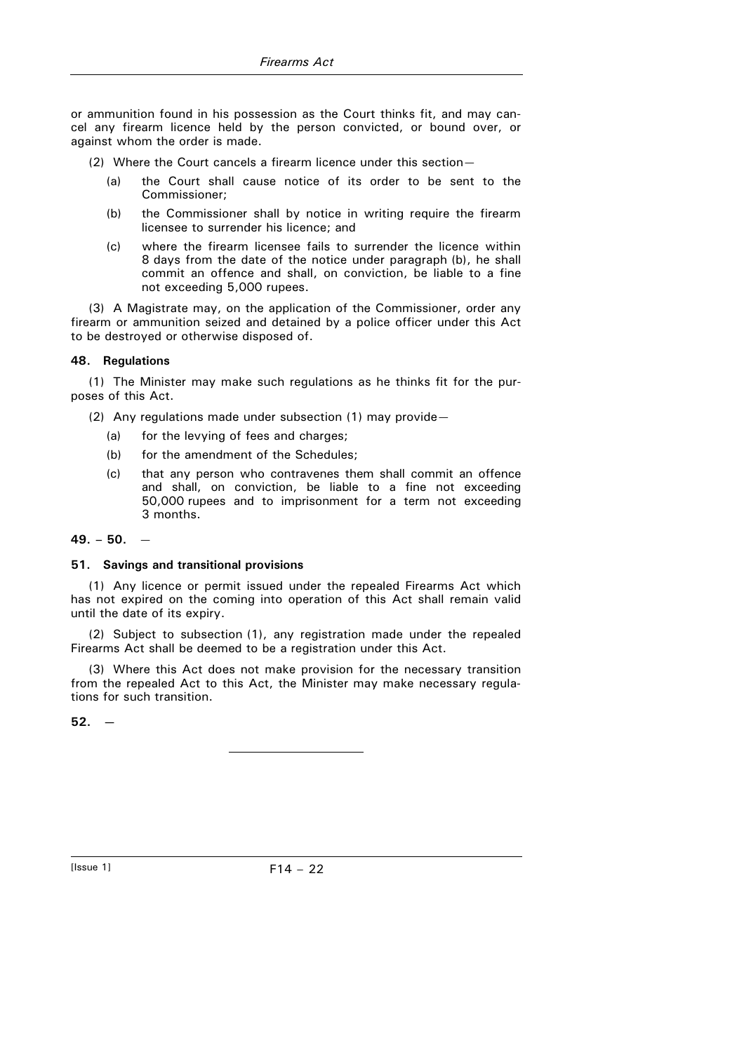or ammunition found in his possession as the Court thinks fit, and may cancel any firearm licence held by the person convicted, or bound over, or against whom the order is made.

(2) Where the Court cancels a firearm licence under this section—

- (a) the Court shall cause notice of its order to be sent to the Commissioner;
- (b) the Commissioner shall by notice in writing require the firearm licensee to surrender his licence; and
- (c) where the firearm licensee fails to surrender the licence within 8 days from the date of the notice under paragraph (b), he shall commit an offence and shall, on conviction, be liable to a fine not exceeding 5,000 rupees.

(3) A Magistrate may, on the application of the Commissioner, order any firearm or ammunition seized and detained by a police officer under this Act to be destroyed or otherwise disposed of.

**48. Regulations**

(1) The Minister may make such regulations as he thinks fit for the purposes of this Act.

(2) Any regulations made under subsection (1) may provide—

- (a) for the levying of fees and charges;
- (b) for the amendment of the Schedules;
- (c) that any person who contravenes them shall commit an offence and shall, on conviction, be liable to a fine not exceeding 50,000 rupees and to imprisonment for a term not exceeding 3 months.

**49. – 50.** —

**51. Savings and transitional provisions**

(1) Any licence or permit issued under the repealed Firearms Act which has not expired on the coming into operation of this Act shall remain valid until the date of its expiry.

(2) Subject to subsection (1), any registration made under the repealed Firearms Act shall be deemed to be a registration under this Act.

(3) Where this Act does not make provision for the necessary transition from the repealed Act to this Act, the Minister may make necessary regulations for such transition.

**52.** —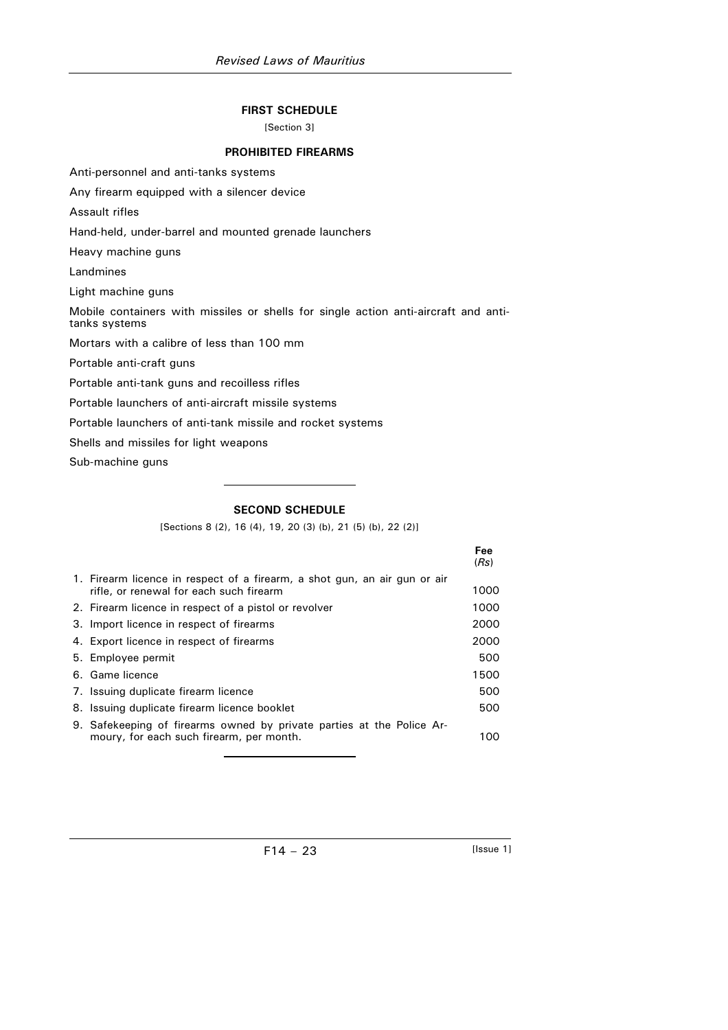## FIRST SCHEDULE

[Section 3]

### PROHIBITED FIREARMS

Anti-personnel and anti-tanks systems

Any firearm equipped with a silencer device

Assault rifles

Hand-held, under-barrel and mounted grenade launchers

Heavy machine guns

Landmines

Light machine guns

Mobile containers with missiles or shells for single action anti-aircraft and anti-tanks systems

Mortars with a calibre of less than 100 mm

Portable anti-craft guns

Portable anti-tank guns and recoilless rifles

Portable launchers of anti-aircraft missile systems

Portable launchers of anti-tank missile and rocket systems

Shells and missiles for light weapons

Sub-machine guns

---

## SECOND SCHEDULE

[Sections 8 (2), 16 (4), 19, 20 (3) (b), 21 (5) (b), 22 (2)]

| | Fee (*Rs*) |
|---|---|
| 1. Firearm licence in respect of a firearm, a shot gun, an air gun or air rifle, or renewal for each such firearm | 1000 |
| 2. Firearm licence in respect of a pistol or revolver | 1000 |
| 3. Import licence in respect of firearms | 2000 |
| 4. Export licence in respect of firearms | 2000 |
| 5. Employee permit | 500 |
| 6. Game licence | 1500 |
| 7. Issuing duplicate firearm licence | 500 |
| 8. Issuing duplicate firearm licence booklet | 500 |
| 9. Safekeeping of firearms owned by private parties at the Police Armoury, for each such firearm, per month. | 100 |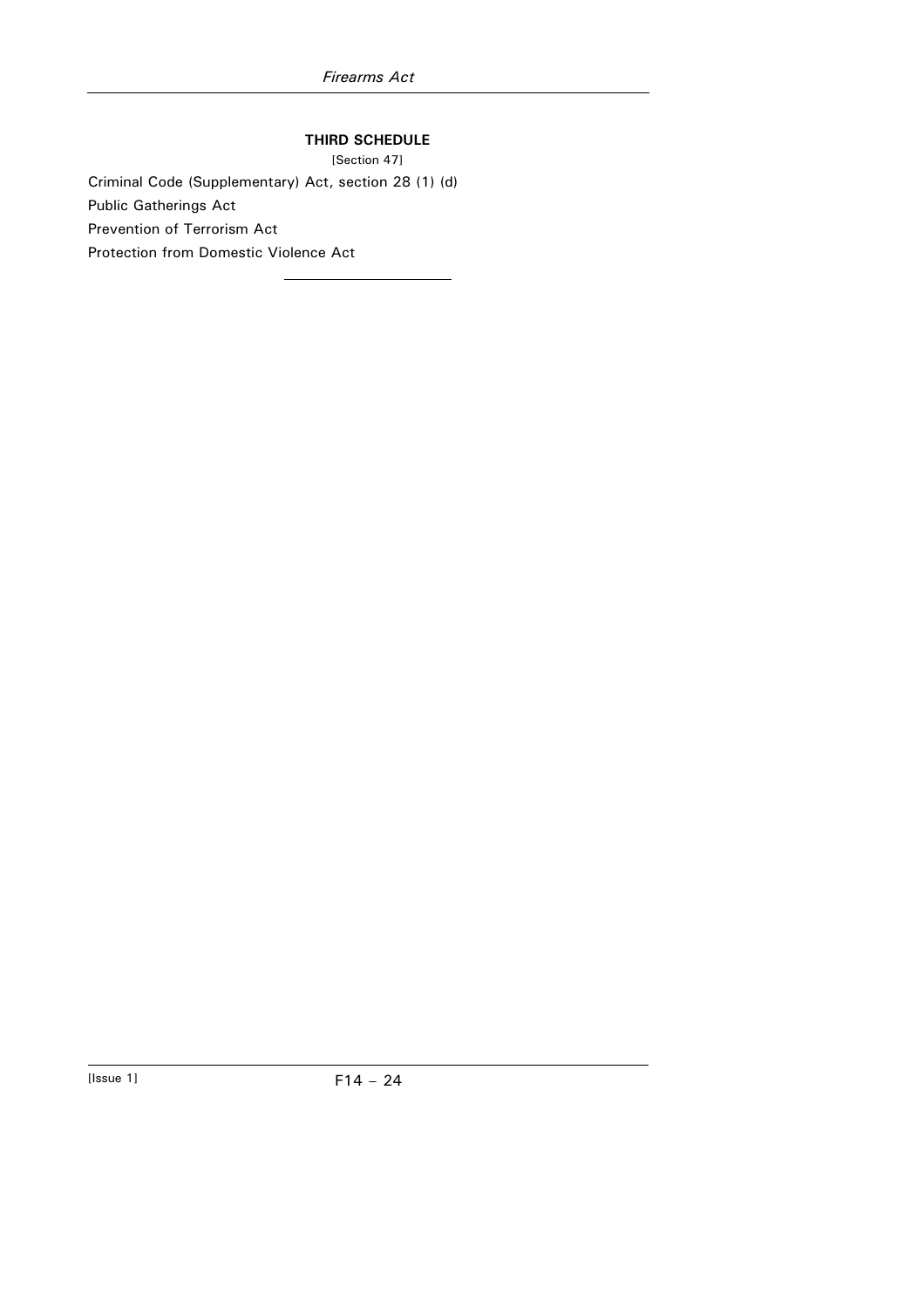## THIRD SCHEDULE

[Section 47]

Criminal Code (Supplementary) Act, section 28 (1) (d)

Public Gatherings Act

Prevention of Terrorism Act

Protection from Domestic Violence Act